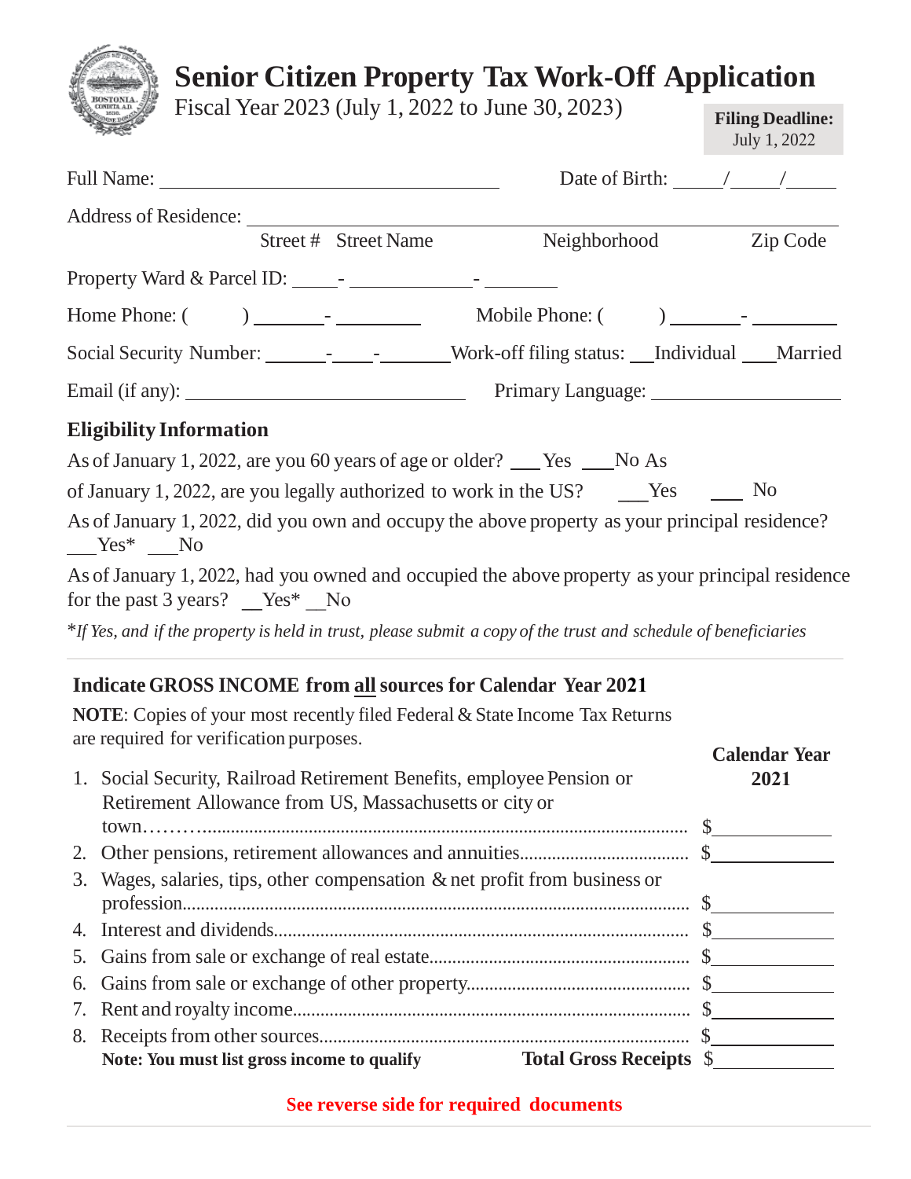# Senior Citizen Property Tax Work-Off Application

Fiscal Year 2023 (July 1, 2022 to June 30, 2023)

**Filing Deadline:** July 1, 2022

Full Name: ______________________________ Date of Birth: _____/_____/_____

Address of Residence: ________________________________________________
Street # Street Name Neighborhood Zip Code

Property Ward & Parcel ID: _____- _____________- ________

Home Phone: ( ) _______- _________ Mobile Phone: ( ) _______- _________

Social Security Number: ______-____-_______ Work-off filing status: __Individual ___Married

Email (if any): ____________________________ Primary Language: __________________

## Eligibility Information

As of January 1, 2022, are you 60 years of age or older? ___Yes ___No

As of January 1, 2022, are you legally authorized to work in the US? ___Yes ___ No

As of January 1, 2022, did you own and occupy the above property as your principal residence? ___Yes* ___No

As of January 1, 2022, had you owned and occupied the above property as your principal residence for the past 3 years? __Yes* __No

*\*If Yes, and if the property is held in trust, please submit a copy of the trust and schedule of beneficiaries*

## Indicate GROSS INCOME from all sources for Calendar Year 2021

**NOTE**: Copies of your most recently filed Federal & State Income Tax Returns are required for verification purposes.

| | Calendar Year 2021 |
|---|---|
| 1. Social Security, Railroad Retirement Benefits, employee Pension or Retirement Allowance from US, Massachusetts or city or town | $ |
| 2. Other pensions, retirement allowances and annuities | $ |
| 3. Wages, salaries, tips, other compensation & net profit from business or profession | $ |
| 4. Interest and dividends | $ |
| 5. Gains from sale or exchange of real estate | $ |
| 6. Gains from sale or exchange of other property | $ |
| 7. Rent and royalty income | $ |
| 8. Receipts from other sources | $ |
| **Note: You must list gross income to qualify** — **Total Gross Receipts** | $ |

**See reverse side for required documents**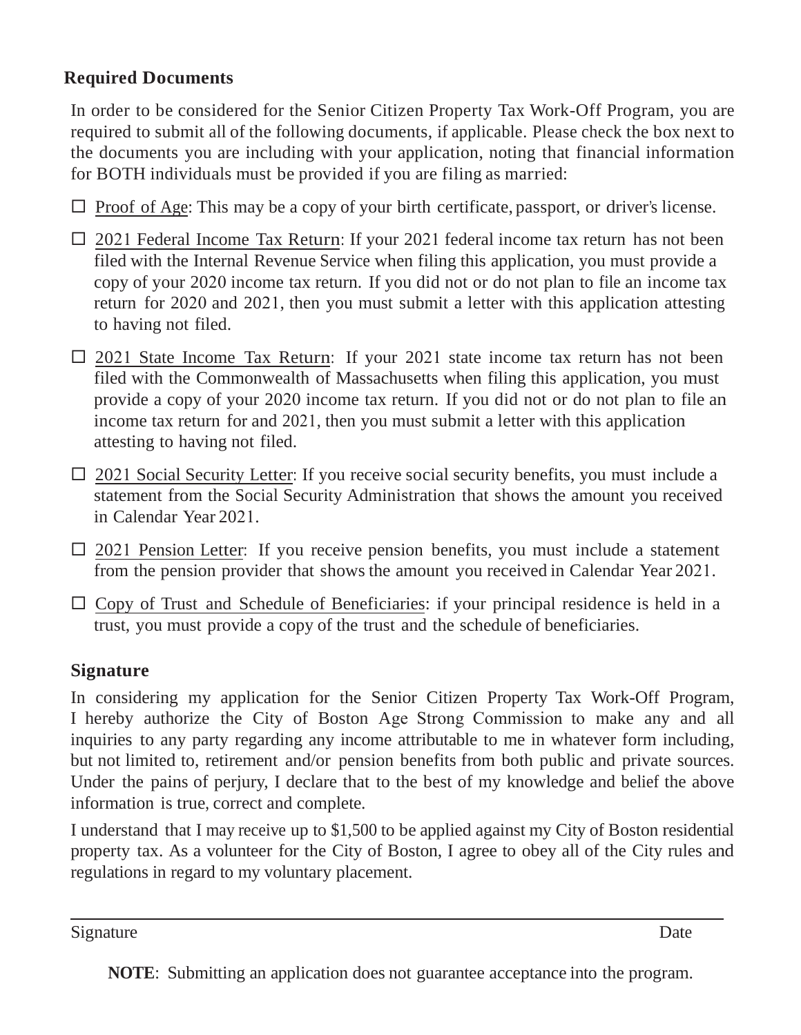## Required Documents

In order to be considered for the Senior Citizen Property Tax Work-Off Program, you are required to submit all of the following documents, if applicable. Please check the box next to the documents you are including with your application, noting that financial information for BOTH individuals must be provided if you are filing as married:

- ☐ Proof of Age: This may be a copy of your birth certificate, passport, or driver's license.
- ☐ 2021 Federal Income Tax Return: If your 2021 federal income tax return has not been filed with the Internal Revenue Service when filing this application, you must provide a copy of your 2020 income tax return. If you did not or do not plan to file an income tax return for 2020 and 2021, then you must submit a letter with this application attesting to having not filed.
- ☐ 2021 State Income Tax Return: If your 2021 state income tax return has not been filed with the Commonwealth of Massachusetts when filing this application, you must provide a copy of your 2020 income tax return. If you did not or do not plan to file an income tax return for and 2021, then you must submit a letter with this application attesting to having not filed.
- ☐ 2021 Social Security Letter: If you receive social security benefits, you must include a statement from the Social Security Administration that shows the amount you received in Calendar Year 2021.
- ☐ 2021 Pension Letter: If you receive pension benefits, you must include a statement from the pension provider that shows the amount you received in Calendar Year 2021.
- ☐ Copy of Trust and Schedule of Beneficiaries: if your principal residence is held in a trust, you must provide a copy of the trust and the schedule of beneficiaries.

## Signature

In considering my application for the Senior Citizen Property Tax Work-Off Program, I hereby authorize the City of Boston Age Strong Commission to make any and all inquiries to any party regarding any income attributable to me in whatever form including, but not limited to, retirement and/or pension benefits from both public and private sources. Under the pains of perjury, I declare that to the best of my knowledge and belief the above information is true, correct and complete.

I understand that I may receive up to $1,500 to be applied against my City of Boston residential property tax. As a volunteer for the City of Boston, I agree to obey all of the City rules and regulations in regard to my voluntary placement.

\_\_\_\_\_\_\_\_\_\_\_\_\_\_\_\_\_\_\_\_\_\_\_\_\_\_\_\_\_\_\_\_\_\_\_\_\_\_\_\_\_\_\_\_\_\_\_\_\_\_\_\_\_\_\_\_\_\_

Signature                                                                                                    Date

**NOTE**: Submitting an application does not guarantee acceptance into the program.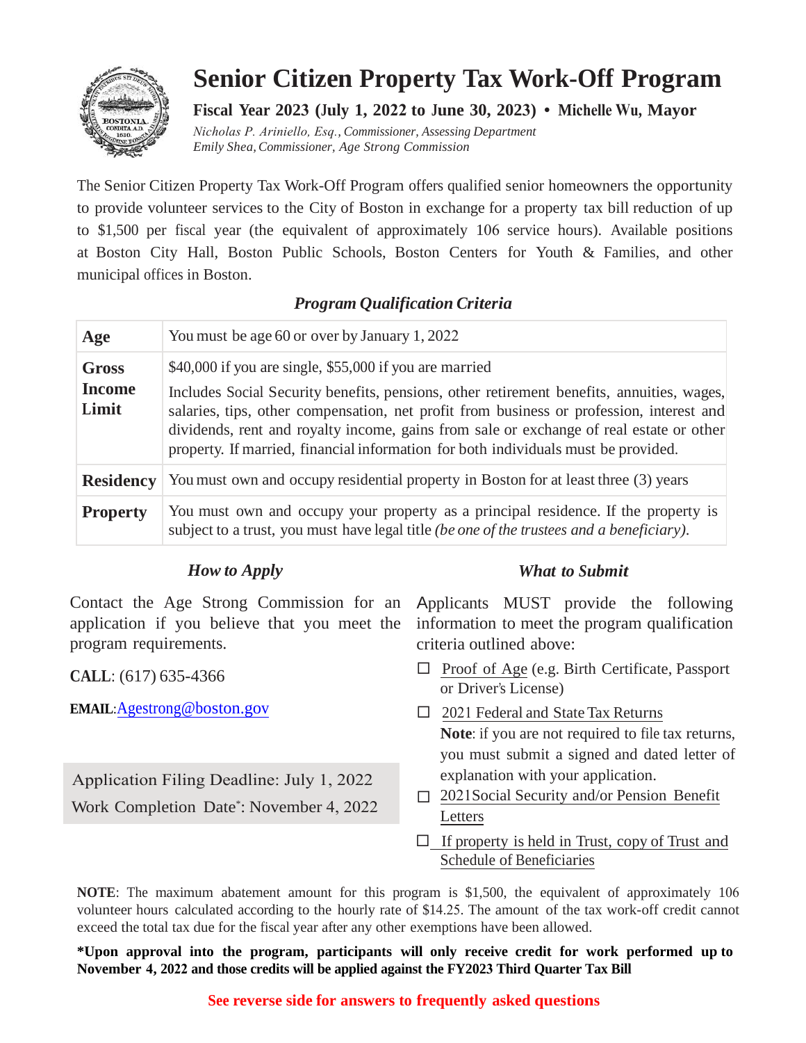# Senior Citizen Property Tax Work-Off Program

**Fiscal Year 2023 (July 1, 2022 to June 30, 2023) • Michelle Wu, Mayor**

*Nicholas P. Ariniello, Esq., Commissioner, Assessing Department*
*Emily Shea, Commissioner, Age Strong Commission*

The Senior Citizen Property Tax Work-Off Program offers qualified senior homeowners the opportunity to provide volunteer services to the City of Boston in exchange for a property tax bill reduction of up to $1,500 per fiscal year (the equivalent of approximately 106 service hours). Available positions at Boston City Hall, Boston Public Schools, Boston Centers for Youth & Families, and other municipal offices in Boston.

### *Program Qualification Criteria*

| | |
|---|---|
| **Age** | You must be age 60 or over by January 1, 2022 |
| **Gross Income Limit** | $40,000 if you are single, $55,000 if you are married<br>Includes Social Security benefits, pensions, other retirement benefits, annuities, wages, salaries, tips, other compensation, net profit from business or profession, interest and dividends, rent and royalty income, gains from sale or exchange of real estate or other property. If married, financial information for both individuals must be provided. |
| **Residency** | You must own and occupy residential property in Boston for at least three (3) years |
| **Property** | You must own and occupy your property as a principal residence. If the property is subject to a trust, you must have legal title *(be one of the trustees and a beneficiary)*. |

### *How to Apply*

Contact the Age Strong Commission for an application if you believe that you meet the program requirements.

**CALL**: (617) 635-4366

**EMAIL**:Agestrong@boston.gov

Application Filing Deadline: July 1, 2022
Work Completion Date*: November 4, 2022

### *What to Submit*

Applicants MUST provide the following information to meet the program qualification criteria outlined above:

- ☐ Proof of Age (e.g. Birth Certificate, Passport or Driver's License)
- ☐ 2021 Federal and State Tax Returns
  **Note**: if you are not required to file tax returns, you must submit a signed and dated letter of explanation with your application.
- ☐ 2021Social Security and/or Pension Benefit Letters
- ☐ If property is held in Trust, copy of Trust and Schedule of Beneficiaries

**NOTE**: The maximum abatement amount for this program is $1,500, the equivalent of approximately 106 volunteer hours calculated according to the hourly rate of $14.25. The amount of the tax work-off credit cannot exceed the total tax due for the fiscal year after any other exemptions have been allowed.

**\*Upon approval into the program, participants will only receive credit for work performed up to November 4, 2022 and those credits will be applied against the FY2023 Third Quarter Tax Bill**

**See reverse side for answers to frequently asked questions**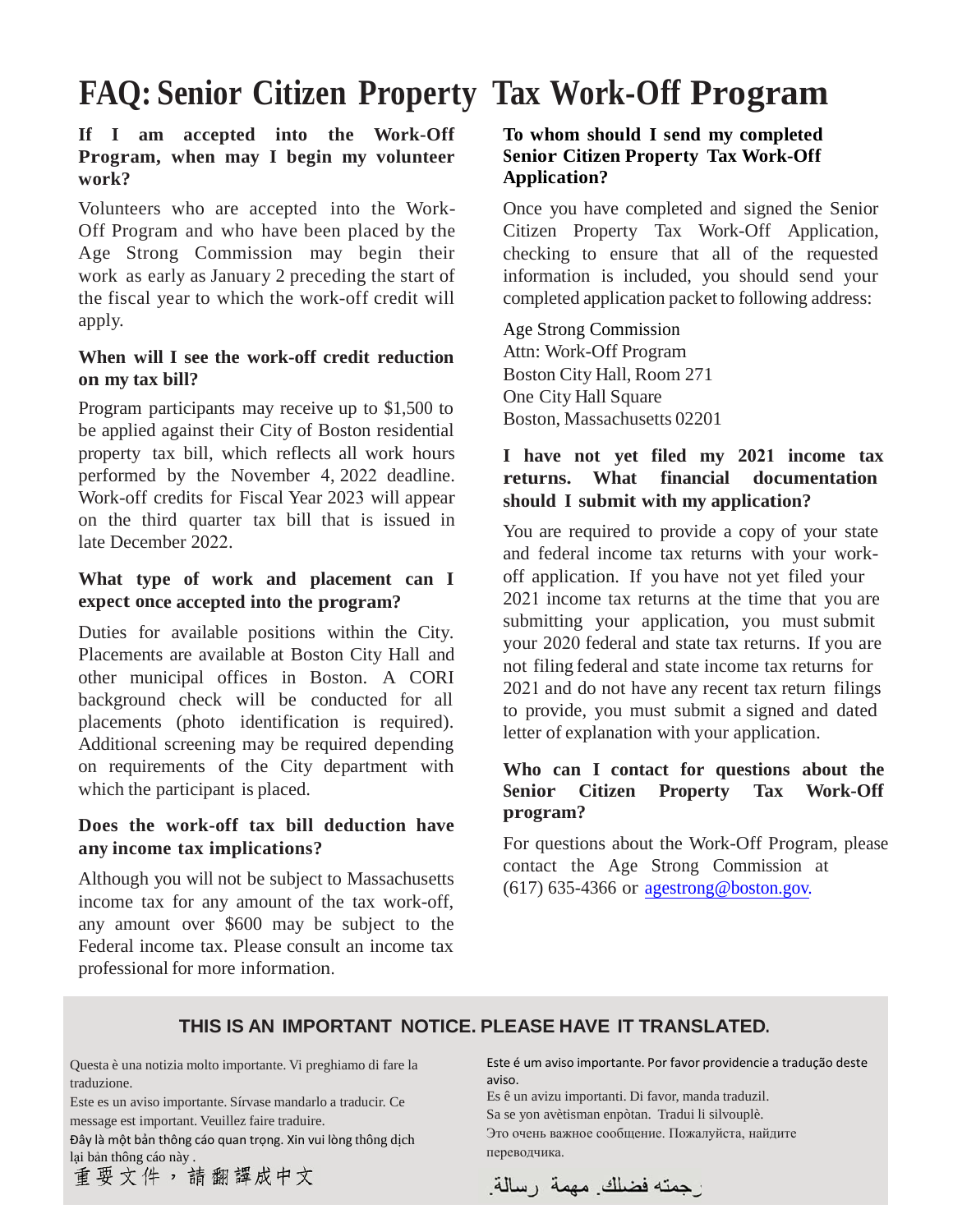# FAQ: Senior Citizen Property Tax Work-Off Program

### If I am accepted into the Work-Off Program, when may I begin my volunteer work?

Volunteers who are accepted into the Work-Off Program and who have been placed by the Age Strong Commission may begin their work as early as January 2 preceding the start of the fiscal year to which the work-off credit will apply.

### When will I see the work-off credit reduction on my tax bill?

Program participants may receive up to $1,500 to be applied against their City of Boston residential property tax bill, which reflects all work hours performed by the November 4, 2022 deadline. Work-off credits for Fiscal Year 2023 will appear on the third quarter tax bill that is issued in late December 2022.

### What type of work and placement can I expect once accepted into the program?

Duties for available positions within the City. Placements are available at Boston City Hall and other municipal offices in Boston. A CORI background check will be conducted for all placements (photo identification is required). Additional screening may be required depending on requirements of the City department with which the participant is placed.

### Does the work-off tax bill deduction have any income tax implications?

Although you will not be subject to Massachusetts income tax for any amount of the tax work-off, any amount over $600 may be subject to the Federal income tax. Please consult an income tax professional for more information.

### To whom should I send my completed Senior Citizen Property Tax Work-Off Application?

Once you have completed and signed the Senior Citizen Property Tax Work-Off Application, checking to ensure that all of the requested information is included, you should send your completed application packet to following address:

Age Strong Commission
Attn: Work-Off Program
Boston City Hall, Room 271
One City Hall Square
Boston, Massachusetts 02201

### I have not yet filed my 2021 income tax returns. What financial documentation should I submit with my application?

You are required to provide a copy of your state and federal income tax returns with your work-off application. If you have not yet filed your 2021 income tax returns at the time that you are submitting your application, you must submit your 2020 federal and state tax returns. If you are not filing federal and state income tax returns for 2021 and do not have any recent tax return filings to provide, you must submit a signed and dated letter of explanation with your application.

### Who can I contact for questions about the Senior Citizen Property Tax Work-Off program?

For questions about the Work-Off Program, please contact the Age Strong Commission at (617) 635-4366 or agestrong@boston.gov.

---

**THIS IS AN IMPORTANT NOTICE. PLEASE HAVE IT TRANSLATED.**

Questa è una notizia molto importante. Vi preghiamo di fare la traduzione.
Este es un aviso importante. Sírvase mandarlo a traducir. Ce message est important. Veuillez faire traduire.
Đây là một bản thông cáo quan trọng. Xin vui lòng thông dịch lại bản thông cáo này .
重要文件，請翻譯成中文

Este é um aviso importante. Por favor providencie a tradução deste aviso.
Es ê un avizu importanti. Di favor, manda traduzil.
Sa se yon avètisman enpòtan. Tradui li silvouplè.
Это очень важное сообщение. Пожалуйста, найдите переводчика.
رسالة مهمة. فضلك ترجمته.